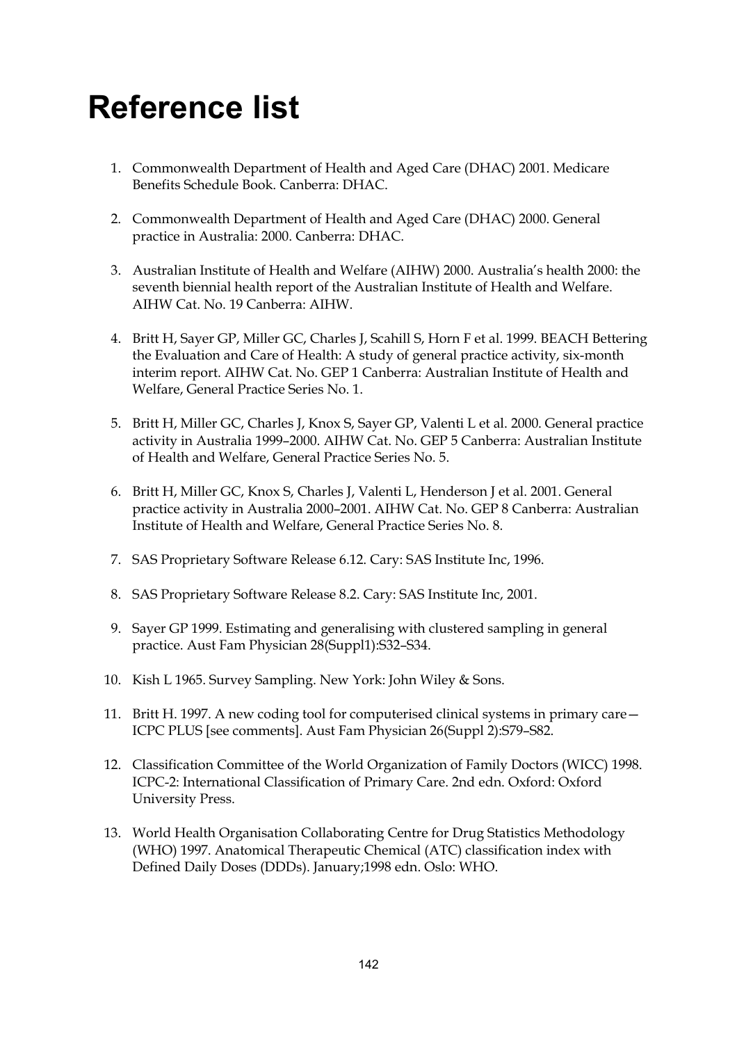# Reference list

1. Commonwealth Department of Health and Aged Care (DHAC) 2001. Medicare Benefits Schedule Book. Canberra: DHAC.

2. Commonwealth Department of Health and Aged Care (DHAC) 2000. General practice in Australia: 2000. Canberra: DHAC.

3. Australian Institute of Health and Welfare (AIHW) 2000. Australia's health 2000: the seventh biennial health report of the Australian Institute of Health and Welfare. AIHW Cat. No. 19 Canberra: AIHW.

4. Britt H, Sayer GP, Miller GC, Charles J, Scahill S, Horn F et al. 1999. BEACH Bettering the Evaluation and Care of Health: A study of general practice activity, six-month interim report. AIHW Cat. No. GEP 1 Canberra: Australian Institute of Health and Welfare, General Practice Series No. 1.

5. Britt H, Miller GC, Charles J, Knox S, Sayer GP, Valenti L et al. 2000. General practice activity in Australia 1999–2000. AIHW Cat. No. GEP 5 Canberra: Australian Institute of Health and Welfare, General Practice Series No. 5.

6. Britt H, Miller GC, Knox S, Charles J, Valenti L, Henderson J et al. 2001. General practice activity in Australia 2000–2001. AIHW Cat. No. GEP 8 Canberra: Australian Institute of Health and Welfare, General Practice Series No. 8.

7. SAS Proprietary Software Release 6.12. Cary: SAS Institute Inc, 1996.

8. SAS Proprietary Software Release 8.2. Cary: SAS Institute Inc, 2001.

9. Sayer GP 1999. Estimating and generalising with clustered sampling in general practice. Aust Fam Physician 28(Suppl1):S32–S34.

10. Kish L 1965. Survey Sampling. New York: John Wiley & Sons.

11. Britt H. 1997. A new coding tool for computerised clinical systems in primary care—ICPC PLUS [see comments]. Aust Fam Physician 26(Suppl 2):S79–S82.

12. Classification Committee of the World Organization of Family Doctors (WICC) 1998. ICPC-2: International Classification of Primary Care. 2nd edn. Oxford: Oxford University Press.

13. World Health Organisation Collaborating Centre for Drug Statistics Methodology (WHO) 1997. Anatomical Therapeutic Chemical (ATC) classification index with Defined Daily Doses (DDDs). January;1998 edn. Oslo: WHO.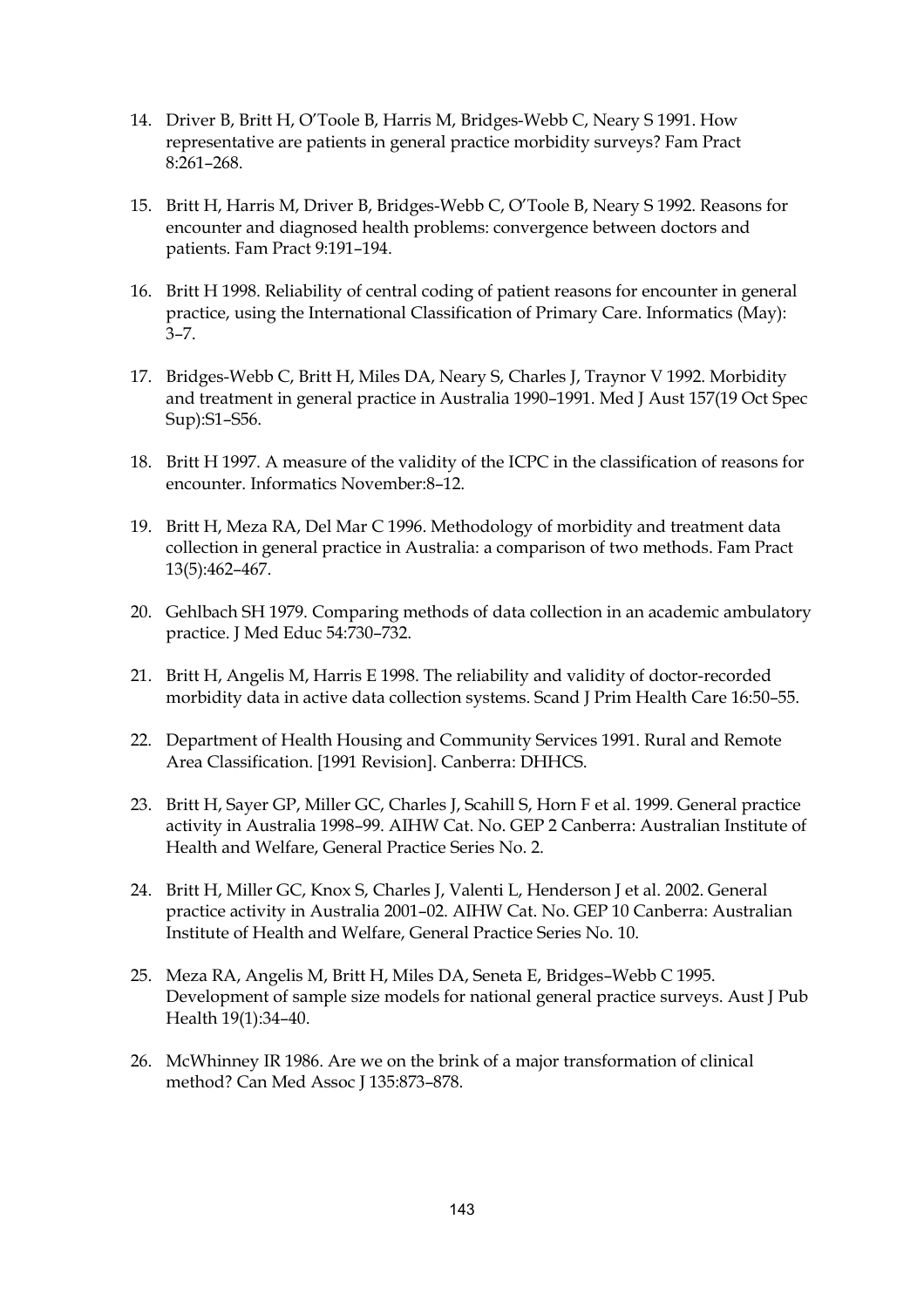14. Driver B, Britt H, O'Toole B, Harris M, Bridges-Webb C, Neary S 1991. How representative are patients in general practice morbidity surveys? Fam Pract 8:261–268.

15. Britt H, Harris M, Driver B, Bridges-Webb C, O'Toole B, Neary S 1992. Reasons for encounter and diagnosed health problems: convergence between doctors and patients. Fam Pract 9:191–194.

16. Britt H 1998. Reliability of central coding of patient reasons for encounter in general practice, using the International Classification of Primary Care. Informatics (May): 3–7.

17. Bridges-Webb C, Britt H, Miles DA, Neary S, Charles J, Traynor V 1992. Morbidity and treatment in general practice in Australia 1990–1991. Med J Aust 157(19 Oct Spec Sup):S1–S56.

18. Britt H 1997. A measure of the validity of the ICPC in the classification of reasons for encounter. Informatics November:8–12.

19. Britt H, Meza RA, Del Mar C 1996. Methodology of morbidity and treatment data collection in general practice in Australia: a comparison of two methods. Fam Pract 13(5):462–467.

20. Gehlbach SH 1979. Comparing methods of data collection in an academic ambulatory practice. J Med Educ 54:730–732.

21. Britt H, Angelis M, Harris E 1998. The reliability and validity of doctor-recorded morbidity data in active data collection systems. Scand J Prim Health Care 16:50–55.

22. Department of Health Housing and Community Services 1991. Rural and Remote Area Classification. [1991 Revision]. Canberra: DHHCS.

23. Britt H, Sayer GP, Miller GC, Charles J, Scahill S, Horn F et al. 1999. General practice activity in Australia 1998–99. AIHW Cat. No. GEP 2 Canberra: Australian Institute of Health and Welfare, General Practice Series No. 2.

24. Britt H, Miller GC, Knox S, Charles J, Valenti L, Henderson J et al. 2002. General practice activity in Australia 2001–02. AIHW Cat. No. GEP 10 Canberra: Australian Institute of Health and Welfare, General Practice Series No. 10.

25. Meza RA, Angelis M, Britt H, Miles DA, Seneta E, Bridges–Webb C 1995. Development of sample size models for national general practice surveys. Aust J Pub Health 19(1):34–40.

26. McWhinney IR 1986. Are we on the brink of a major transformation of clinical method? Can Med Assoc J 135:873–878.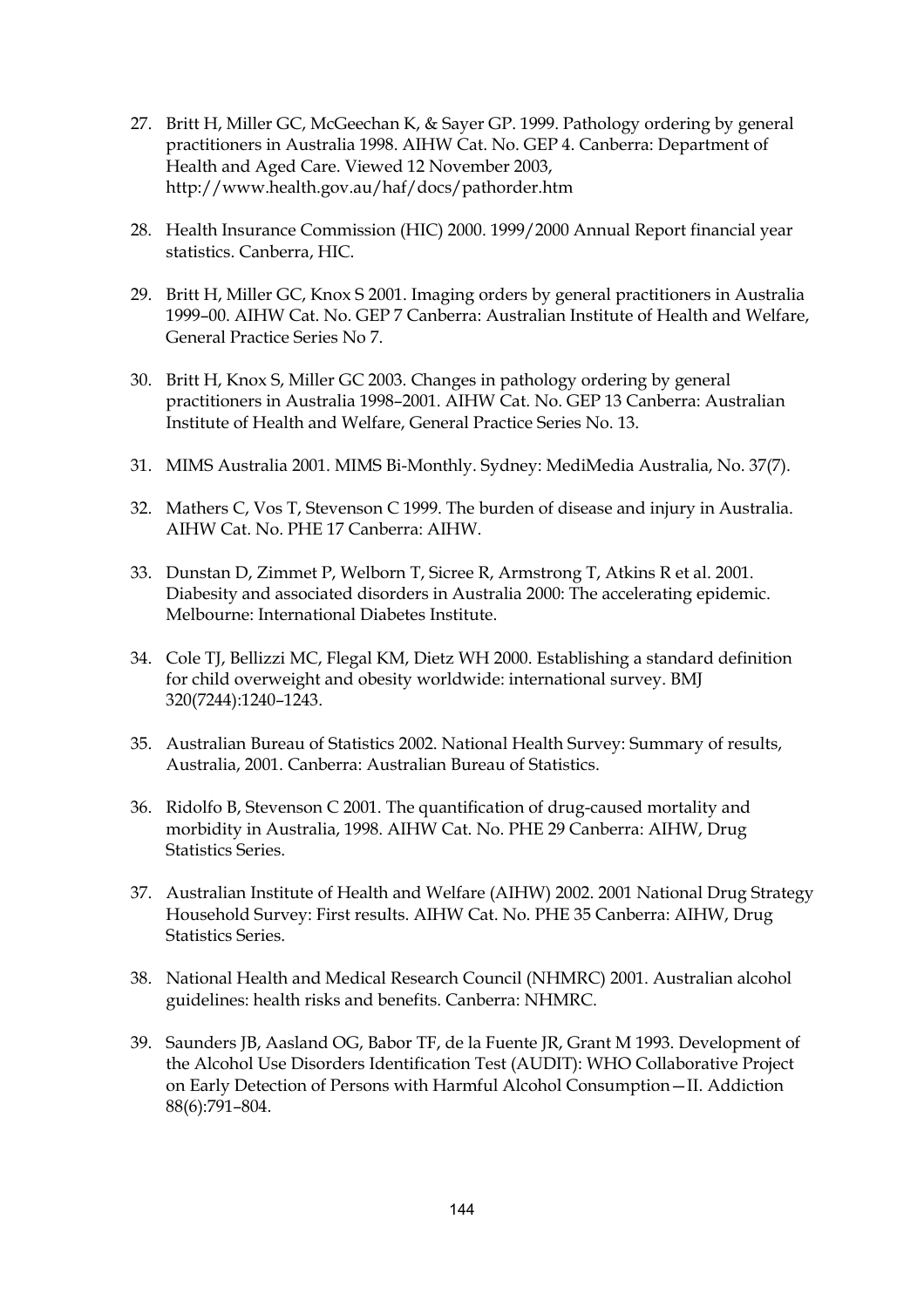27. Britt H, Miller GC, McGeechan K, & Sayer GP. 1999. Pathology ordering by general practitioners in Australia 1998. AIHW Cat. No. GEP 4. Canberra: Department of Health and Aged Care. Viewed 12 November 2003, http://www.health.gov.au/haf/docs/pathorder.htm

28. Health Insurance Commission (HIC) 2000. 1999/2000 Annual Report financial year statistics. Canberra, HIC.

29. Britt H, Miller GC, Knox S 2001. Imaging orders by general practitioners in Australia 1999–00. AIHW Cat. No. GEP 7 Canberra: Australian Institute of Health and Welfare, General Practice Series No 7.

30. Britt H, Knox S, Miller GC 2003. Changes in pathology ordering by general practitioners in Australia 1998–2001. AIHW Cat. No. GEP 13 Canberra: Australian Institute of Health and Welfare, General Practice Series No. 13.

31. MIMS Australia 2001. MIMS Bi-Monthly. Sydney: MediMedia Australia, No. 37(7).

32. Mathers C, Vos T, Stevenson C 1999. The burden of disease and injury in Australia. AIHW Cat. No. PHE 17 Canberra: AIHW.

33. Dunstan D, Zimmet P, Welborn T, Sicree R, Armstrong T, Atkins R et al. 2001. Diabesity and associated disorders in Australia 2000: The accelerating epidemic. Melbourne: International Diabetes Institute.

34. Cole TJ, Bellizzi MC, Flegal KM, Dietz WH 2000. Establishing a standard definition for child overweight and obesity worldwide: international survey. BMJ 320(7244):1240–1243.

35. Australian Bureau of Statistics 2002. National Health Survey: Summary of results, Australia, 2001. Canberra: Australian Bureau of Statistics.

36. Ridolfo B, Stevenson C 2001. The quantification of drug-caused mortality and morbidity in Australia, 1998. AIHW Cat. No. PHE 29 Canberra: AIHW, Drug Statistics Series.

37. Australian Institute of Health and Welfare (AIHW) 2002. 2001 National Drug Strategy Household Survey: First results. AIHW Cat. No. PHE 35 Canberra: AIHW, Drug Statistics Series.

38. National Health and Medical Research Council (NHMRC) 2001. Australian alcohol guidelines: health risks and benefits. Canberra: NHMRC.

39. Saunders JB, Aasland OG, Babor TF, de la Fuente JR, Grant M 1993. Development of the Alcohol Use Disorders Identification Test (AUDIT): WHO Collaborative Project on Early Detection of Persons with Harmful Alcohol Consumption—II. Addiction 88(6):791–804.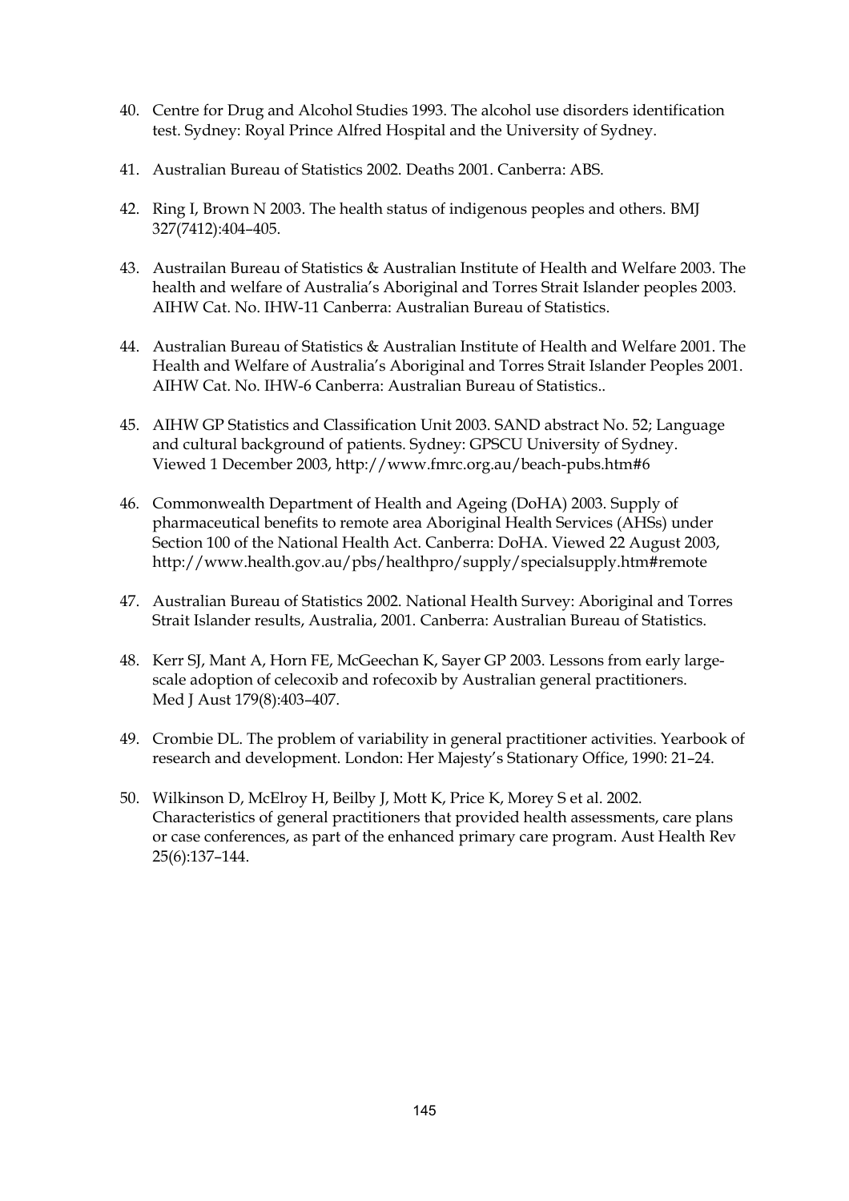40. Centre for Drug and Alcohol Studies 1993. The alcohol use disorders identification test. Sydney: Royal Prince Alfred Hospital and the University of Sydney.

41. Australian Bureau of Statistics 2002. Deaths 2001. Canberra: ABS.

42. Ring I, Brown N 2003. The health status of indigenous peoples and others. BMJ 327(7412):404–405.

43. Austrailan Bureau of Statistics & Australian Institute of Health and Welfare 2003. The health and welfare of Australia's Aboriginal and Torres Strait Islander peoples 2003. AIHW Cat. No. IHW-11 Canberra: Australian Bureau of Statistics.

44. Australian Bureau of Statistics & Australian Institute of Health and Welfare 2001. The Health and Welfare of Australia's Aboriginal and Torres Strait Islander Peoples 2001. AIHW Cat. No. IHW-6 Canberra: Australian Bureau of Statistics..

45. AIHW GP Statistics and Classification Unit 2003. SAND abstract No. 52; Language and cultural background of patients. Sydney: GPSCU University of Sydney. Viewed 1 December 2003, http://www.fmrc.org.au/beach-pubs.htm#6

46. Commonwealth Department of Health and Ageing (DoHA) 2003. Supply of pharmaceutical benefits to remote area Aboriginal Health Services (AHSs) under Section 100 of the National Health Act. Canberra: DoHA. Viewed 22 August 2003, http://www.health.gov.au/pbs/healthpro/supply/specialsupply.htm#remote

47. Australian Bureau of Statistics 2002. National Health Survey: Aboriginal and Torres Strait Islander results, Australia, 2001. Canberra: Australian Bureau of Statistics.

48. Kerr SJ, Mant A, Horn FE, McGeechan K, Sayer GP 2003. Lessons from early large-scale adoption of celecoxib and rofecoxib by Australian general practitioners. Med J Aust 179(8):403–407.

49. Crombie DL. The problem of variability in general practitioner activities. Yearbook of research and development. London: Her Majesty's Stationary Office, 1990: 21–24.

50. Wilkinson D, McElroy H, Beilby J, Mott K, Price K, Morey S et al. 2002. Characteristics of general practitioners that provided health assessments, care plans or case conferences, as part of the enhanced primary care program. Aust Health Rev 25(6):137–144.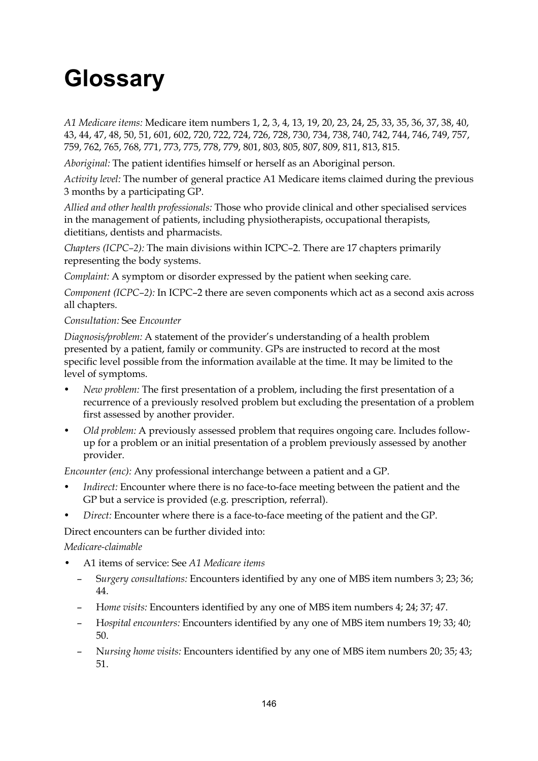# Glossary

*A1 Medicare items:* Medicare item numbers 1, 2, 3, 4, 13, 19, 20, 23, 24, 25, 33, 35, 36, 37, 38, 40, 43, 44, 47, 48, 50, 51, 601, 602, 720, 722, 724, 726, 728, 730, 734, 738, 740, 742, 744, 746, 749, 757, 759, 762, 765, 768, 771, 773, 775, 778, 779, 801, 803, 805, 807, 809, 811, 813, 815.

*Aboriginal:* The patient identifies himself or herself as an Aboriginal person.

*Activity level:* The number of general practice A1 Medicare items claimed during the previous 3 months by a participating GP.

*Allied and other health professionals:* Those who provide clinical and other specialised services in the management of patients, including physiotherapists, occupational therapists, dietitians, dentists and pharmacists.

*Chapters (ICPC–2):* The main divisions within ICPC–2. There are 17 chapters primarily representing the body systems.

*Complaint:* A symptom or disorder expressed by the patient when seeking care.

*Component (ICPC–2):* In ICPC–2 there are seven components which act as a second axis across all chapters.

*Consultation:* See *Encounter*

*Diagnosis/problem:* A statement of the provider's understanding of a health problem presented by a patient, family or community. GPs are instructed to record at the most specific level possible from the information available at the time. It may be limited to the level of symptoms.

- *New problem:* The first presentation of a problem, including the first presentation of a recurrence of a previously resolved problem but excluding the presentation of a problem first assessed by another provider.
- *Old problem:* A previously assessed problem that requires ongoing care. Includes follow-up for a problem or an initial presentation of a problem previously assessed by another provider.

*Encounter (enc):* Any professional interchange between a patient and a GP.

- *Indirect:* Encounter where there is no face-to-face meeting between the patient and the GP but a service is provided (e.g. prescription, referral).
- *Direct:* Encounter where there is a face-to-face meeting of the patient and the GP.

Direct encounters can be further divided into:

*Medicare-claimable*

- A1 items of service: See *A1 Medicare items*
  - S*urgery consultations:* Encounters identified by any one of MBS item numbers 3; 23; 36; 44.
  - H*ome visits:* Encounters identified by any one of MBS item numbers 4; 24; 37; 47.
  - H*ospital encounters:* Encounters identified by any one of MBS item numbers 19; 33; 40; 50.
  - N*ursing home visits:* Encounters identified by any one of MBS item numbers 20; 35; 43; 51.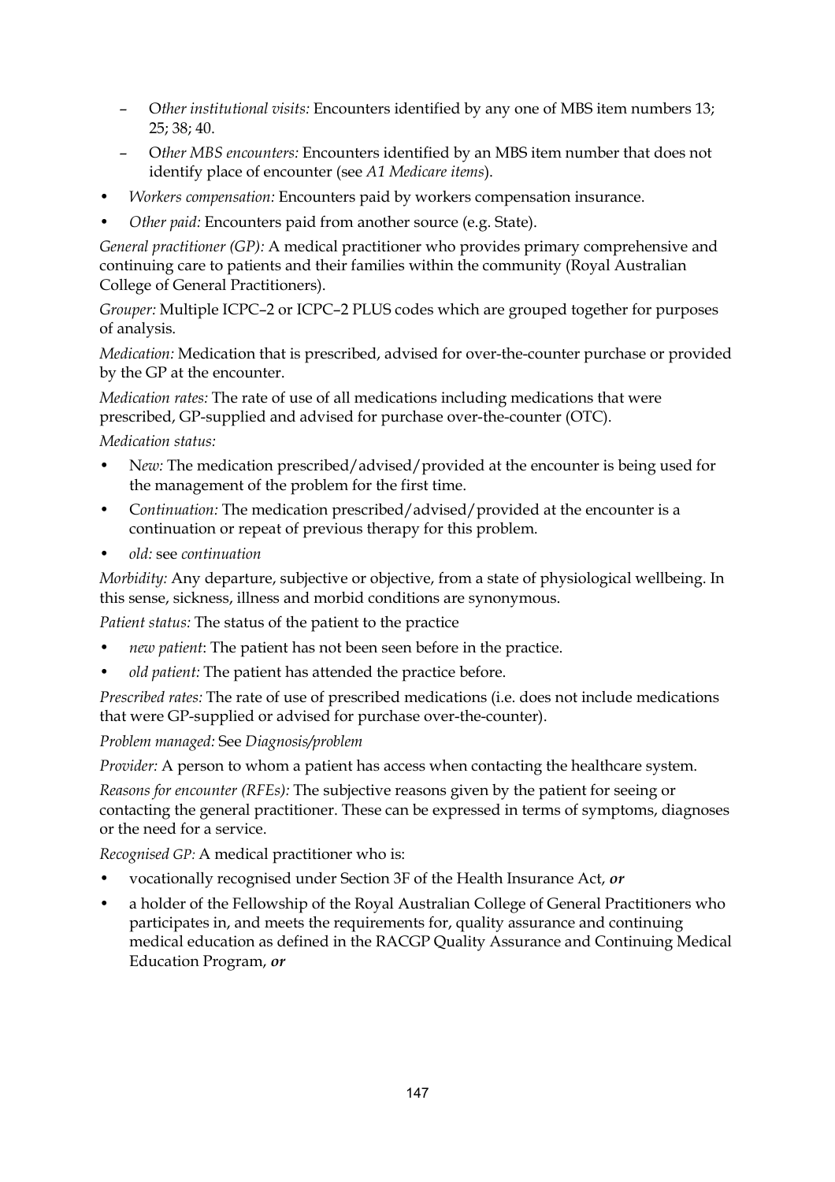- *Other institutional visits:* Encounters identified by any one of MBS item numbers 13; 25; 38; 40.
- *Other MBS encounters:* Encounters identified by an MBS item number that does not identify place of encounter (see *A1 Medicare items*).

- *Workers compensation:* Encounters paid by workers compensation insurance.
- *Other paid:* Encounters paid from another source (e.g. State).

*General practitioner (GP):* A medical practitioner who provides primary comprehensive and continuing care to patients and their families within the community (Royal Australian College of General Practitioners).

*Grouper:* Multiple ICPC–2 or ICPC–2 PLUS codes which are grouped together for purposes of analysis.

*Medication:* Medication that is prescribed, advised for over-the-counter purchase or provided by the GP at the encounter.

*Medication rates:* The rate of use of all medications including medications that were prescribed, GP-supplied and advised for purchase over-the-counter (OTC).

*Medication status:*

- *New:* The medication prescribed/advised/provided at the encounter is being used for the management of the problem for the first time.
- *Continuation:* The medication prescribed/advised/provided at the encounter is a continuation or repeat of previous therapy for this problem.
- *old:* see *continuation*

*Morbidity:* Any departure, subjective or objective, from a state of physiological wellbeing. In this sense, sickness, illness and morbid conditions are synonymous.

*Patient status:* The status of the patient to the practice

- *new patient*: The patient has not been seen before in the practice.
- *old patient:* The patient has attended the practice before.

*Prescribed rates:* The rate of use of prescribed medications (i.e. does not include medications that were GP-supplied or advised for purchase over-the-counter).

*Problem managed:* See *Diagnosis/problem*

*Provider:* A person to whom a patient has access when contacting the healthcare system.

*Reasons for encounter (RFEs):* The subjective reasons given by the patient for seeing or contacting the general practitioner. These can be expressed in terms of symptoms, diagnoses or the need for a service.

*Recognised GP:* A medical practitioner who is:

- vocationally recognised under Section 3F of the Health Insurance Act, ***or***
- a holder of the Fellowship of the Royal Australian College of General Practitioners who participates in, and meets the requirements for, quality assurance and continuing medical education as defined in the RACGP Quality Assurance and Continuing Medical Education Program, ***or***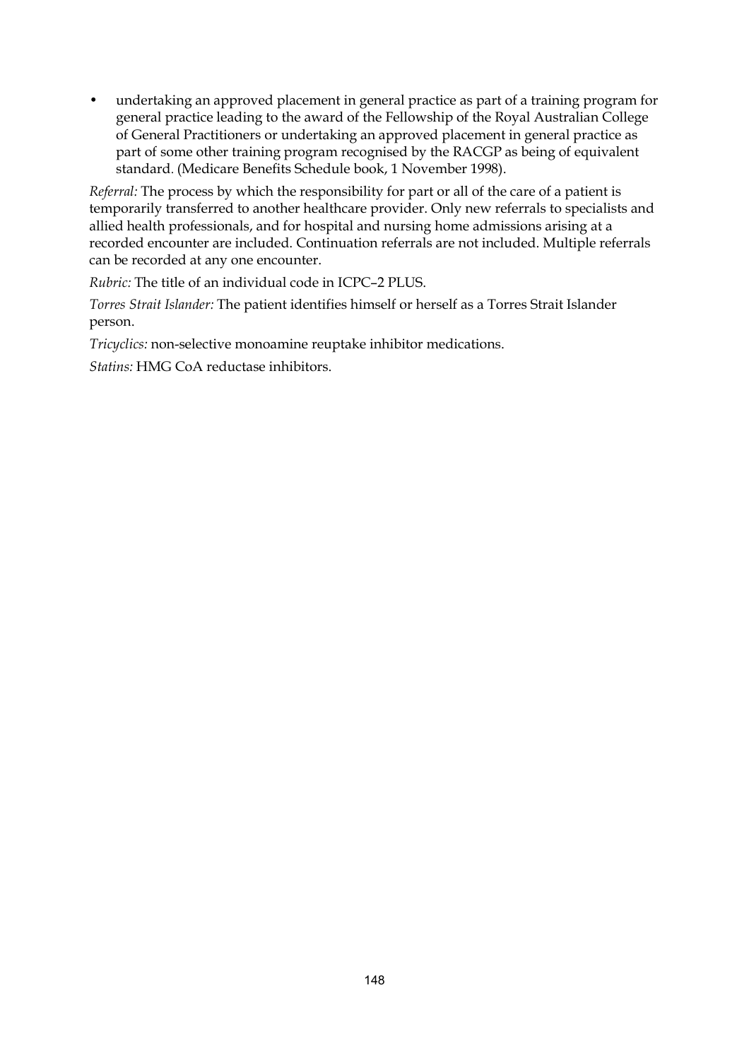- undertaking an approved placement in general practice as part of a training program for general practice leading to the award of the Fellowship of the Royal Australian College of General Practitioners or undertaking an approved placement in general practice as part of some other training program recognised by the RACGP as being of equivalent standard. (Medicare Benefits Schedule book, 1 November 1998).

*Referral:* The process by which the responsibility for part or all of the care of a patient is temporarily transferred to another healthcare provider. Only new referrals to specialists and allied health professionals, and for hospital and nursing home admissions arising at a recorded encounter are included. Continuation referrals are not included. Multiple referrals can be recorded at any one encounter.

*Rubric:* The title of an individual code in ICPC–2 PLUS.

*Torres Strait Islander:* The patient identifies himself or herself as a Torres Strait Islander person.

*Tricyclics:* non-selective monoamine reuptake inhibitor medications.

*Statins:* HMG CoA reductase inhibitors.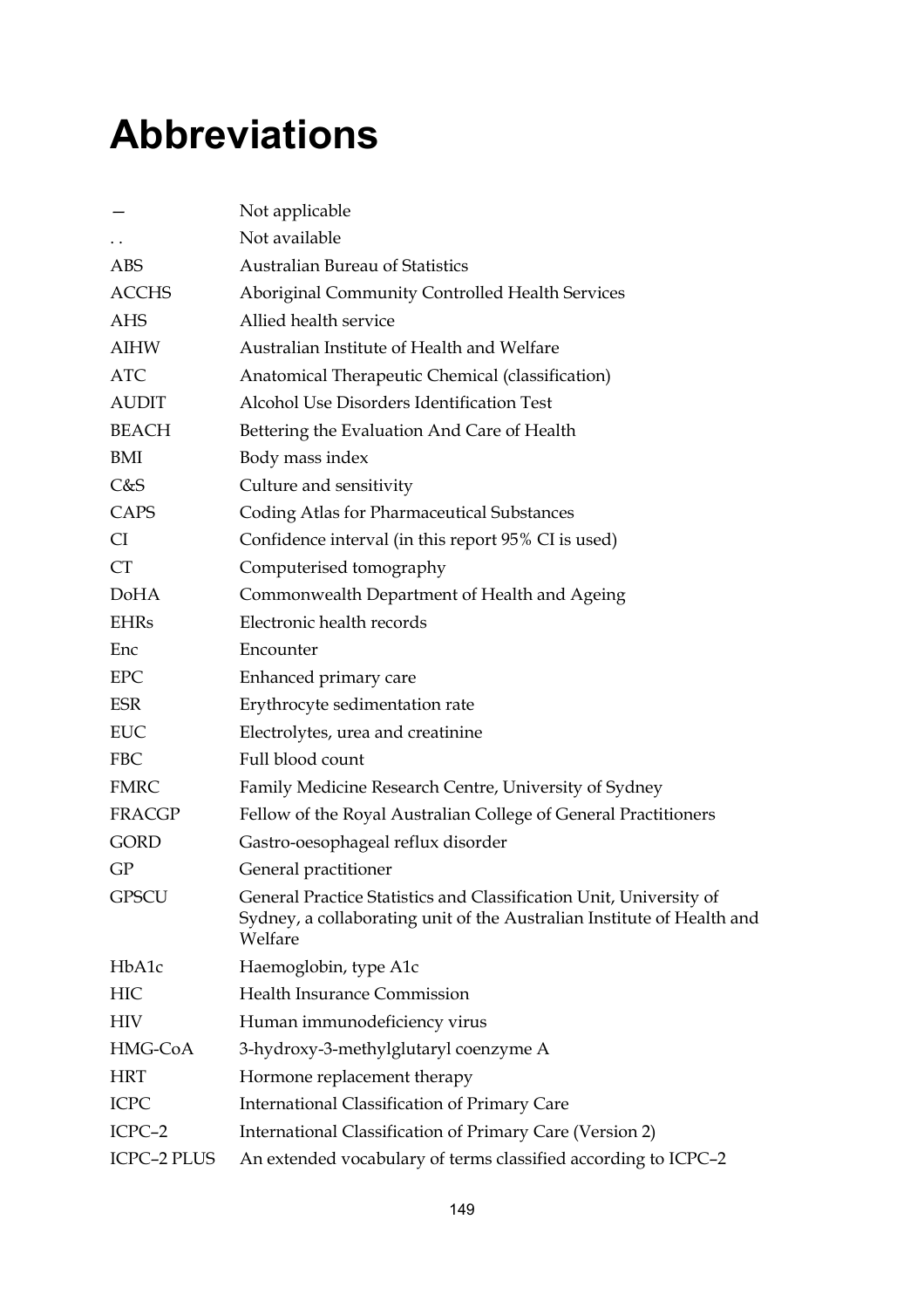# Abbreviations

| | |
|---|---|
| — | Not applicable |
| . . | Not available |
| ABS | Australian Bureau of Statistics |
| ACCHS | Aboriginal Community Controlled Health Services |
| AHS | Allied health service |
| AIHW | Australian Institute of Health and Welfare |
| ATC | Anatomical Therapeutic Chemical (classification) |
| AUDIT | Alcohol Use Disorders Identification Test |
| BEACH | Bettering the Evaluation And Care of Health |
| BMI | Body mass index |
| C&S | Culture and sensitivity |
| CAPS | Coding Atlas for Pharmaceutical Substances |
| CI | Confidence interval (in this report 95% CI is used) |
| CT | Computerised tomography |
| DoHA | Commonwealth Department of Health and Ageing |
| EHRs | Electronic health records |
| Enc | Encounter |
| EPC | Enhanced primary care |
| ESR | Erythrocyte sedimentation rate |
| EUC | Electrolytes, urea and creatinine |
| FBC | Full blood count |
| FMRC | Family Medicine Research Centre, University of Sydney |
| FRACGP | Fellow of the Royal Australian College of General Practitioners |
| GORD | Gastro-oesophageal reflux disorder |
| GP | General practitioner |
| GPSCU | General Practice Statistics and Classification Unit, University of Sydney, a collaborating unit of the Australian Institute of Health and Welfare |
| HbA1c | Haemoglobin, type A1c |
| HIC | Health Insurance Commission |
| HIV | Human immunodeficiency virus |
| HMG-CoA | 3-hydroxy-3-methylglutaryl coenzyme A |
| HRT | Hormone replacement therapy |
| ICPC | International Classification of Primary Care |
| ICPC–2 | International Classification of Primary Care (Version 2) |
| ICPC–2 PLUS | An extended vocabulary of terms classified according to ICPC–2 |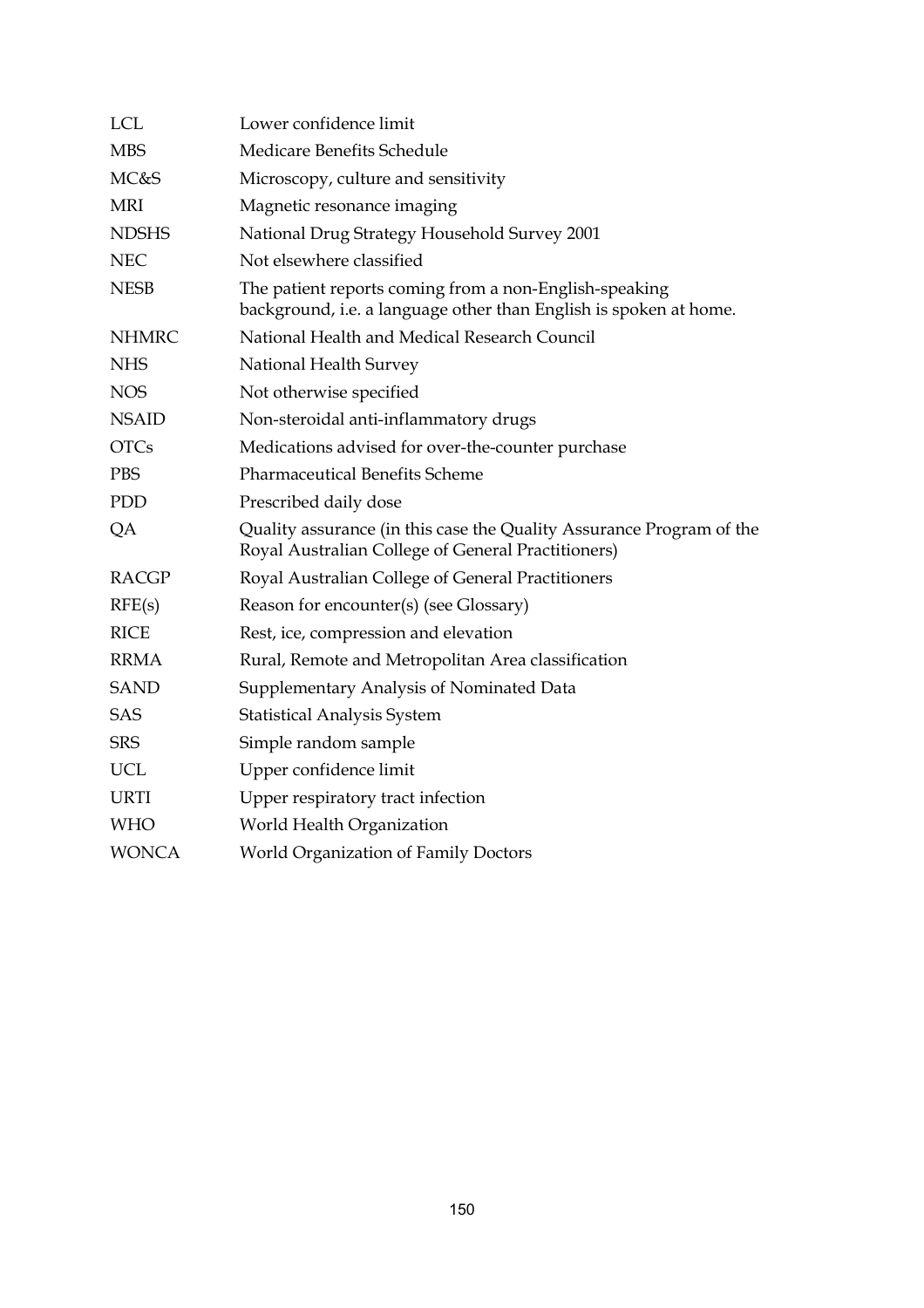| | |
|---|---|
| LCL | Lower confidence limit |
| MBS | Medicare Benefits Schedule |
| MC&S | Microscopy, culture and sensitivity |
| MRI | Magnetic resonance imaging |
| NDSHS | National Drug Strategy Household Survey 2001 |
| NEC | Not elsewhere classified |
| NESB | The patient reports coming from a non-English-speaking background, i.e. a language other than English is spoken at home. |
| NHMRC | National Health and Medical Research Council |
| NHS | National Health Survey |
| NOS | Not otherwise specified |
| NSAID | Non-steroidal anti-inflammatory drugs |
| OTCs | Medications advised for over-the-counter purchase |
| PBS | Pharmaceutical Benefits Scheme |
| PDD | Prescribed daily dose |
| QA | Quality assurance (in this case the Quality Assurance Program of the Royal Australian College of General Practitioners) |
| RACGP | Royal Australian College of General Practitioners |
| RFE(s) | Reason for encounter(s) (see Glossary) |
| RICE | Rest, ice, compression and elevation |
| RRMA | Rural, Remote and Metropolitan Area classification |
| SAND | Supplementary Analysis of Nominated Data |
| SAS | Statistical Analysis System |
| SRS | Simple random sample |
| UCL | Upper confidence limit |
| URTI | Upper respiratory tract infection |
| WHO | World Health Organization |
| WONCA | World Organization of Family Doctors |